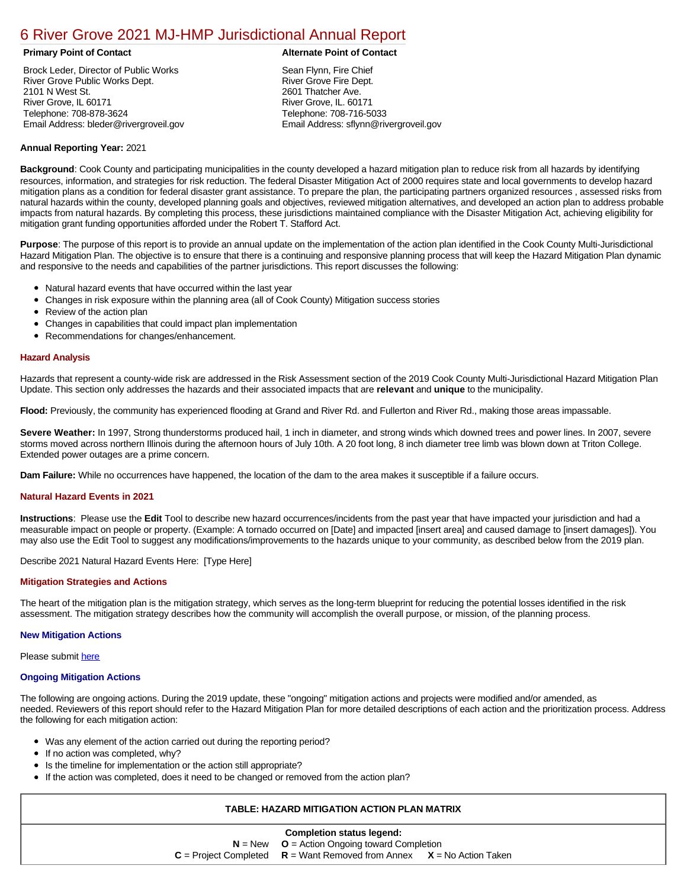# 6 River Grove 2021 MJ-HMP Jurisdictional Annual Report

**Primary Point of Contact**

Brock Leder, Director of Public Works
River Grove Public Works Dept.
2101 N West St.
River Grove, IL 60171
Telephone: 708-878-3624
Email Address: bleder@rivergroveil.gov

**Alternate Point of Contact**

Sean Flynn, Fire Chief
River Grove Fire Dept.
2601 Thatcher Ave.
River Grove, IL. 60171
Telephone: 708-716-5033
Email Address: sflynn@rivergroveil.gov

**Annual Reporting Year:** 2021

**Background**: Cook County and participating municipalities in the county developed a hazard mitigation plan to reduce risk from all hazards by identifying resources, information, and strategies for risk reduction. The federal Disaster Mitigation Act of 2000 requires state and local governments to develop hazard mitigation plans as a condition for federal disaster grant assistance. To prepare the plan, the participating partners organized resources , assessed risks from natural hazards within the county, developed planning goals and objectives, reviewed mitigation alternatives, and developed an action plan to address probable impacts from natural hazards. By completing this process, these jurisdictions maintained compliance with the Disaster Mitigation Act, achieving eligibility for mitigation grant funding opportunities afforded under the Robert T. Stafford Act.

**Purpose**: The purpose of this report is to provide an annual update on the implementation of the action plan identified in the Cook County Multi-Jurisdictional Hazard Mitigation Plan. The objective is to ensure that there is a continuing and responsive planning process that will keep the Hazard Mitigation Plan dynamic and responsive to the needs and capabilities of the partner jurisdictions. This report discusses the following:

- Natural hazard events that have occurred within the last year
- Changes in risk exposure within the planning area (all of Cook County) Mitigation success stories
- Review of the action plan
- Changes in capabilities that could impact plan implementation
- Recommendations for changes/enhancement.

### Hazard Analysis

Hazards that represent a county-wide risk are addressed in the Risk Assessment section of the 2019 Cook County Multi-Jurisdictional Hazard Mitigation Plan Update. This section only addresses the hazards and their associated impacts that are **relevant** and **unique** to the municipality.

**Flood:** Previously, the community has experienced flooding at Grand and River Rd. and Fullerton and River Rd., making those areas impassable.

**Severe Weather:** In 1997, Strong thunderstorms produced hail, 1 inch in diameter, and strong winds which downed trees and power lines. In 2007, severe storms moved across northern Illinois during the afternoon hours of July 10th. A 20 foot long, 8 inch diameter tree limb was blown down at Triton College. Extended power outages are a prime concern.

**Dam Failure:** While no occurrences have happened, the location of the dam to the area makes it susceptible if a failure occurs.

### Natural Hazard Events in 2021

**Instructions**: Please use the **Edit** Tool to describe new hazard occurrences/incidents from the past year that have impacted your jurisdiction and had a measurable impact on people or property. (Example: A tornado occurred on [Date] and impacted [insert area] and caused damage to [insert damages]). You may also use the Edit Tool to suggest any modifications/improvements to the hazards unique to your community, as described below from the 2019 plan.

Describe 2021 Natural Hazard Events Here: [Type Here]

### Mitigation Strategies and Actions

The heart of the mitigation plan is the mitigation strategy, which serves as the long-term blueprint for reducing the potential losses identified in the risk assessment. The mitigation strategy describes how the community will accomplish the overall purpose, or mission, of the planning process.

#### New Mitigation Actions

Please submit here

#### Ongoing Mitigation Actions

The following are ongoing actions. During the 2019 update, these "ongoing" mitigation actions and projects were modified and/or amended, as needed. Reviewers of this report should refer to the Hazard Mitigation Plan for more detailed descriptions of each action and the prioritization process. Address the following for each mitigation action:

- Was any element of the action carried out during the reporting period?
- If no action was completed, why?
- Is the timeline for implementation or the action still appropriate?
- If the action was completed, does it need to be changed or removed from the action plan?

| TABLE: HAZARD MITIGATION ACTION PLAN MATRIX |
|---|
| **Completion status legend:**<br>**N** = New **O** = Action Ongoing toward Completion<br>**C** = Project Completed **R** = Want Removed from Annex **X** = No Action Taken |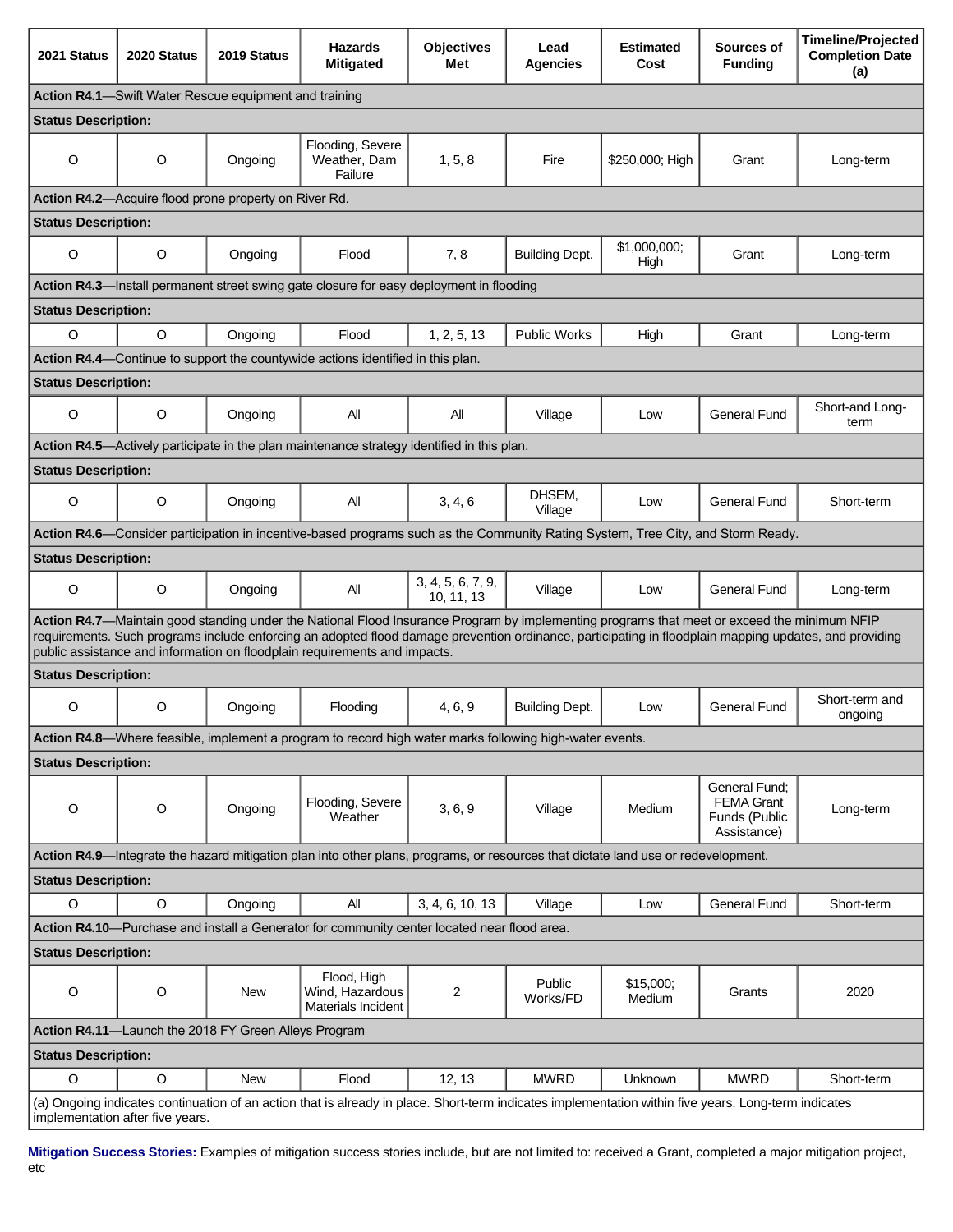| 2021 Status | 2020 Status | 2019 Status | Hazards Mitigated | Objectives Met | Lead Agencies | Estimated Cost | Sources of Funding | Timeline/Projected Completion Date (a) |
|---|---|---|---|---|---|---|---|---|
| **Action R4.1**—Swift Water Rescue equipment and training | | | | | | | | |
| **Status Description:** | | | | | | | | |
| O | O | Ongoing | Flooding, Severe Weather, Dam Failure | 1, 5, 8 | Fire | $250,000; High | Grant | Long-term |
| **Action R4.2**—Acquire flood prone property on River Rd. | | | | | | | | |
| **Status Description:** | | | | | | | | |
| O | O | Ongoing | Flood | 7, 8 | Building Dept. | $1,000,000; High | Grant | Long-term |
| **Action R4.3**—Install permanent street swing gate closure for easy deployment in flooding | | | | | | | | |
| **Status Description:** | | | | | | | | |
| O | O | Ongoing | Flood | 1, 2, 5, 13 | Public Works | High | Grant | Long-term |
| **Action R4.4**—Continue to support the countywide actions identified in this plan. | | | | | | | | |
| **Status Description:** | | | | | | | | |
| O | O | Ongoing | All | All | Village | Low | General Fund | Short-and Long-term |
| **Action R4.5**—Actively participate in the plan maintenance strategy identified in this plan. | | | | | | | | |
| **Status Description:** | | | | | | | | |
| O | O | Ongoing | All | 3, 4, 6 | DHSEM, Village | Low | General Fund | Short-term |
| **Action R4.6**—Consider participation in incentive-based programs such as the Community Rating System, Tree City, and Storm Ready. | | | | | | | | |
| **Status Description:** | | | | | | | | |
| O | O | Ongoing | All | 3, 4, 5, 6, 7, 9, 10, 11, 13 | Village | Low | General Fund | Long-term |
| **Action R4.7**—Maintain good standing under the National Flood Insurance Program by implementing programs that meet or exceed the minimum NFIP requirements. Such programs include enforcing an adopted flood damage prevention ordinance, participating in floodplain mapping updates, and providing public assistance and information on floodplain requirements and impacts. | | | | | | | | |
| **Status Description:** | | | | | | | | |
| O | O | Ongoing | Flooding | 4, 6, 9 | Building Dept. | Low | General Fund | Short-term and ongoing |
| **Action R4.8**—Where feasible, implement a program to record high water marks following high-water events. | | | | | | | | |
| **Status Description:** | | | | | | | | |
| O | O | Ongoing | Flooding, Severe Weather | 3, 6, 9 | Village | Medium | General Fund; FEMA Grant Funds (Public Assistance) | Long-term |
| **Action R4.9**—Integrate the hazard mitigation plan into other plans, programs, or resources that dictate land use or redevelopment. | | | | | | | | |
| **Status Description:** | | | | | | | | |
| O | O | Ongoing | All | 3, 4, 6, 10, 13 | Village | Low | General Fund | Short-term |
| **Action R4.10**—Purchase and install a Generator for community center located near flood area. | | | | | | | | |
| **Status Description:** | | | | | | | | |
| O | O | New | Flood, High Wind, Hazardous Materials Incident | 2 | Public Works/FD | $15,000; Medium | Grants | 2020 |
| **Action R4.11**—Launch the 2018 FY Green Alleys Program | | | | | | | | |
| **Status Description:** | | | | | | | | |
| O | O | New | Flood | 12, 13 | MWRD | Unknown | MWRD | Short-term |
| (a) Ongoing indicates continuation of an action that is already in place. Short-term indicates implementation within five years. Long-term indicates implementation after five years. | | | | | | | | |

**Mitigation Success Stories:** Examples of mitigation success stories include, but are not limited to: received a Grant, completed a major mitigation project, etc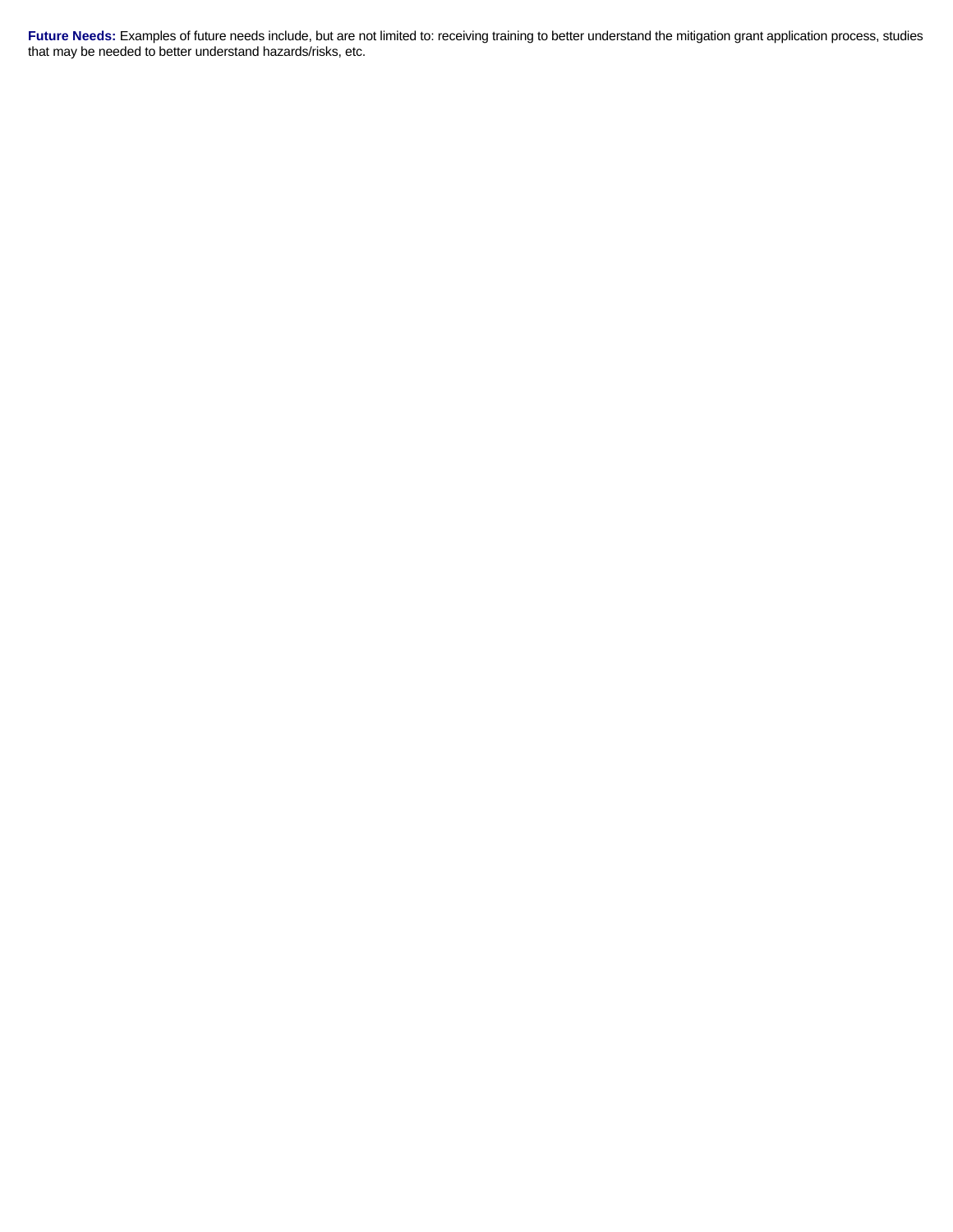**Future Needs:** Examples of future needs include, but are not limited to: receiving training to better understand the mitigation grant application process, studies that may be needed to better understand hazards/risks, etc.